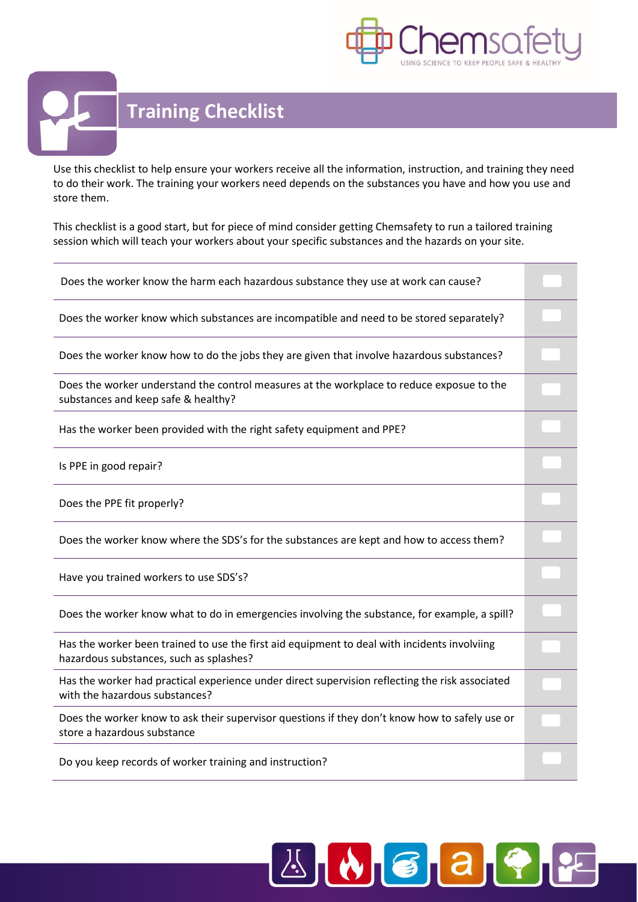# Training Checklist

Use this checklist to help ensure your workers receive all the information, instruction, and training they need to do their work. The training your workers need depends on the substances you have and how you use and store them.

This checklist is a good start, but for piece of mind consider getting Chemsafety to run a tailored training session which will teach your workers about your specific substances and the hazards on your site.

| Question | ✓ |
|---|---|
| Does the worker know the harm each hazardous substance they use at work can cause? | |
| Does the worker know which substances are incompatible and need to be stored separately? | |
| Does the worker know how to do the jobs they are given that involve hazardous substances? | |
| Does the worker understand the control measures at the workplace to reduce exposue to the substances and keep safe & healthy? | |
| Has the worker been provided with the right safety equipment and PPE? | |
| Is PPE in good repair? | |
| Does the PPE fit properly? | |
| Does the worker know where the SDS's for the substances are kept and how to access them? | |
| Have you trained workers to use SDS's? | |
| Does the worker know what to do in emergencies involving the substance, for example, a spill? | |
| Has the worker been trained to use the first aid equipment to deal with incidents involviing hazardous substances, such as splashes? | |
| Has the worker had practical experience under direct supervision reflecting the risk associated with the hazardous substances? | |
| Does the worker know to ask their supervisor questions if they don't know how to safely use or store a hazardous substance | |
| Do you keep records of worker training and instruction? | |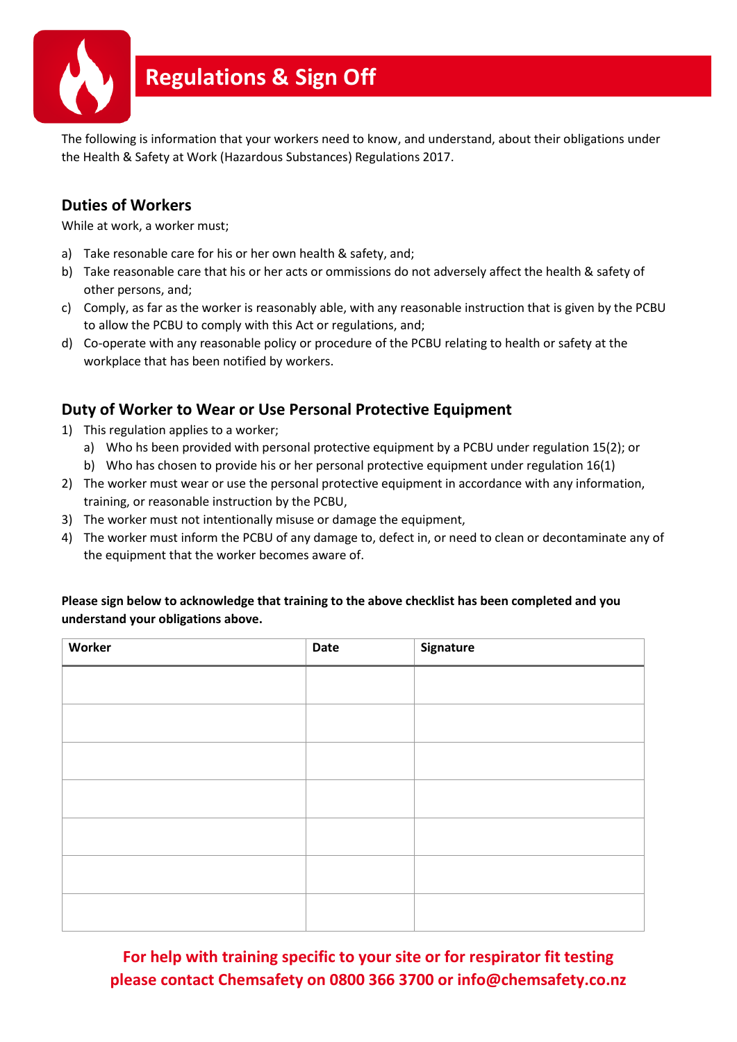# Regulations & Sign Off

The following is information that your workers need to know, and understand, about their obligations under the Health & Safety at Work (Hazardous Substances) Regulations 2017.

## Duties of Workers

While at work, a worker must;

a) Take resonable care for his or her own health & safety, and;
b) Take reasonable care that his or her acts or ommissions do not adversely affect the health & safety of other persons, and;
c) Comply, as far as the worker is reasonably able, with any reasonable instruction that is given by the PCBU to allow the PCBU to comply with this Act or regulations, and;
d) Co-operate with any reasonable policy or procedure of the PCBU relating to health or safety at the workplace that has been notified by workers.

## Duty of Worker to Wear or Use Personal Protective Equipment

1) This regulation applies to a worker;
   a) Who hs been provided with personal protective equipment by a PCBU under regulation 15(2); or
   b) Who has chosen to provide his or her personal protective equipment under regulation 16(1)
2) The worker must wear or use the personal protective equipment in accordance with any information, training, or reasonable instruction by the PCBU,
3) The worker must not intentionally misuse or damage the equipment,
4) The worker must inform the PCBU of any damage to, defect in, or need to clean or decontaminate any of the equipment that the worker becomes aware of.

**Please sign below to acknowledge that training to the above checklist has been completed and you understand your obligations above.**

| Worker | Date | Signature |
|---|---|---|
| | | |
| | | |
| | | |
| | | |
| | | |
| | | |
| | | |

**For help with training specific to your site or for respirator fit testing please contact Chemsafety on 0800 366 3700 or info@chemsafety.co.nz**